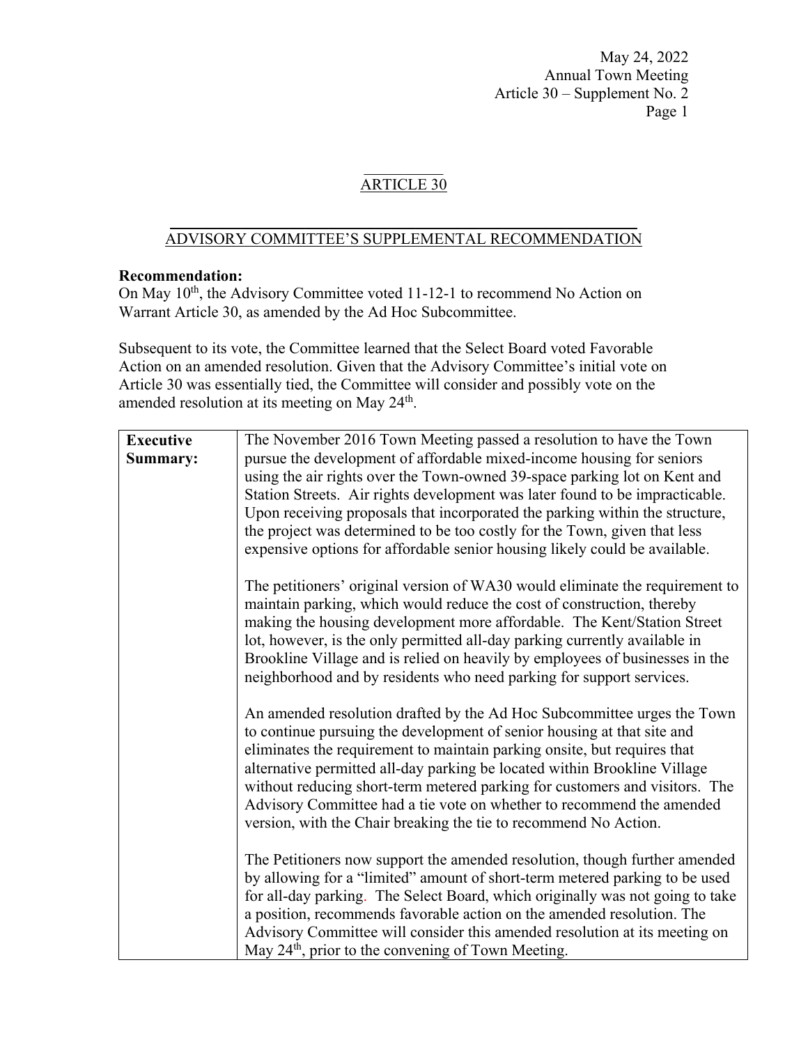May 24, 2022
Annual Town Meeting
Article 30 – Supplement No. 2

## ARTICLE 30

## ADVISORY COMMITTEE'S SUPPLEMENTAL RECOMMENDATION

**Recommendation:**
On May 10th, the Advisory Committee voted 11-12-1 to recommend No Action on Warrant Article 30, as amended by the Ad Hoc Subcommittee.

Subsequent to its vote, the Committee learned that the Select Board voted Favorable Action on an amended resolution. Given that the Advisory Committee's initial vote on Article 30 was essentially tied, the Committee will consider and possibly vote on the amended resolution at its meeting on May 24th.

| **Executive Summary:** | The November 2016 Town Meeting passed a resolution to have the Town pursue the development of affordable mixed-income housing for seniors using the air rights over the Town-owned 39-space parking lot on Kent and Station Streets. Air rights development was later found to be impracticable. Upon receiving proposals that incorporated the parking within the structure, the project was determined to be too costly for the Town, given that less expensive options for affordable senior housing likely could be available.<br><br>The petitioners' original version of WA30 would eliminate the requirement to maintain parking, which would reduce the cost of construction, thereby making the housing development more affordable. The Kent/Station Street lot, however, is the only permitted all-day parking currently available in Brookline Village and is relied on heavily by employees of businesses in the neighborhood and by residents who need parking for support services.<br><br>An amended resolution drafted by the Ad Hoc Subcommittee urges the Town to continue pursuing the development of senior housing at that site and eliminates the requirement to maintain parking onsite, but requires that alternative permitted all-day parking be located within Brookline Village without reducing short-term metered parking for customers and visitors. The Advisory Committee had a tie vote on whether to recommend the amended version, with the Chair breaking the tie to recommend No Action.<br><br>The Petitioners now support the amended resolution, though further amended by allowing for a "limited" amount of short-term metered parking to be used for all-day parking. The Select Board, which originally was not going to take a position, recommends favorable action on the amended resolution. The Advisory Committee will consider this amended resolution at its meeting on May 24th, prior to the convening of Town Meeting. |
|---|---|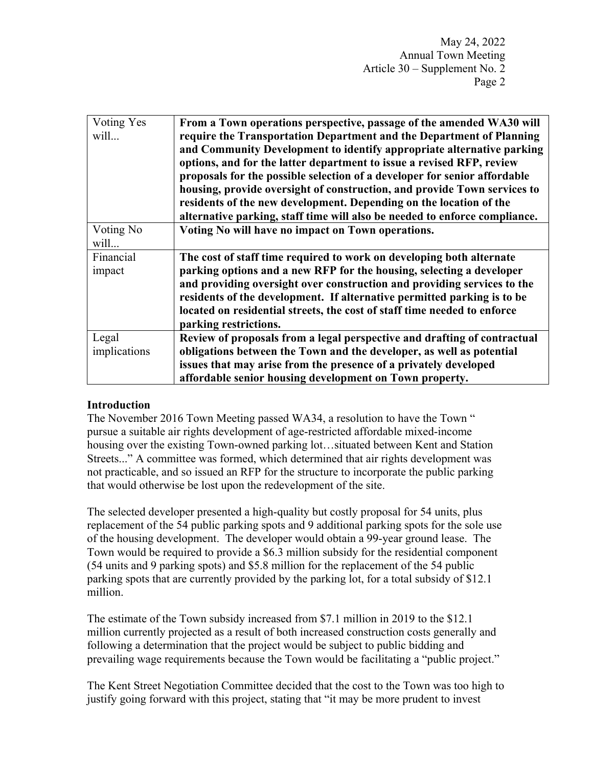| | |
|---|---|
| Voting Yes will... | **From a Town operations perspective, passage of the amended WA30 will require the Transportation Department and the Department of Planning and Community Development to identify appropriate alternative parking options, and for the latter department to issue a revised RFP, review proposals for the possible selection of a developer for senior affordable housing, provide oversight of construction, and provide Town services to residents of the new development. Depending on the location of the alternative parking, staff time will also be needed to enforce compliance.** |
| Voting No will... | **Voting No will have no impact on Town operations.** |
| Financial impact | **The cost of staff time required to work on developing both alternate parking options and a new RFP for the housing, selecting a developer and providing oversight over construction and providing services to the residents of the development. If alternative permitted parking is to be located on residential streets, the cost of staff time needed to enforce parking restrictions.** |
| Legal implications | **Review of proposals from a legal perspective and drafting of contractual obligations between the Town and the developer, as well as potential issues that may arise from the presence of a privately developed affordable senior housing development on Town property.** |

**Introduction**

The November 2016 Town Meeting passed WA34, a resolution to have the Town " pursue a suitable air rights development of age-restricted affordable mixed-income housing over the existing Town-owned parking lot…situated between Kent and Station Streets..." A committee was formed, which determined that air rights development was not practicable, and so issued an RFP for the structure to incorporate the public parking that would otherwise be lost upon the redevelopment of the site.

The selected developer presented a high-quality but costly proposal for 54 units, plus replacement of the 54 public parking spots and 9 additional parking spots for the sole use of the housing development. The developer would obtain a 99-year ground lease. The Town would be required to provide a $6.3 million subsidy for the residential component (54 units and 9 parking spots) and $5.8 million for the replacement of the 54 public parking spots that are currently provided by the parking lot, for a total subsidy of $12.1 million.

The estimate of the Town subsidy increased from $7.1 million in 2019 to the $12.1 million currently projected as a result of both increased construction costs generally and following a determination that the project would be subject to public bidding and prevailing wage requirements because the Town would be facilitating a "public project."

The Kent Street Negotiation Committee decided that the cost to the Town was too high to justify going forward with this project, stating that "it may be more prudent to invest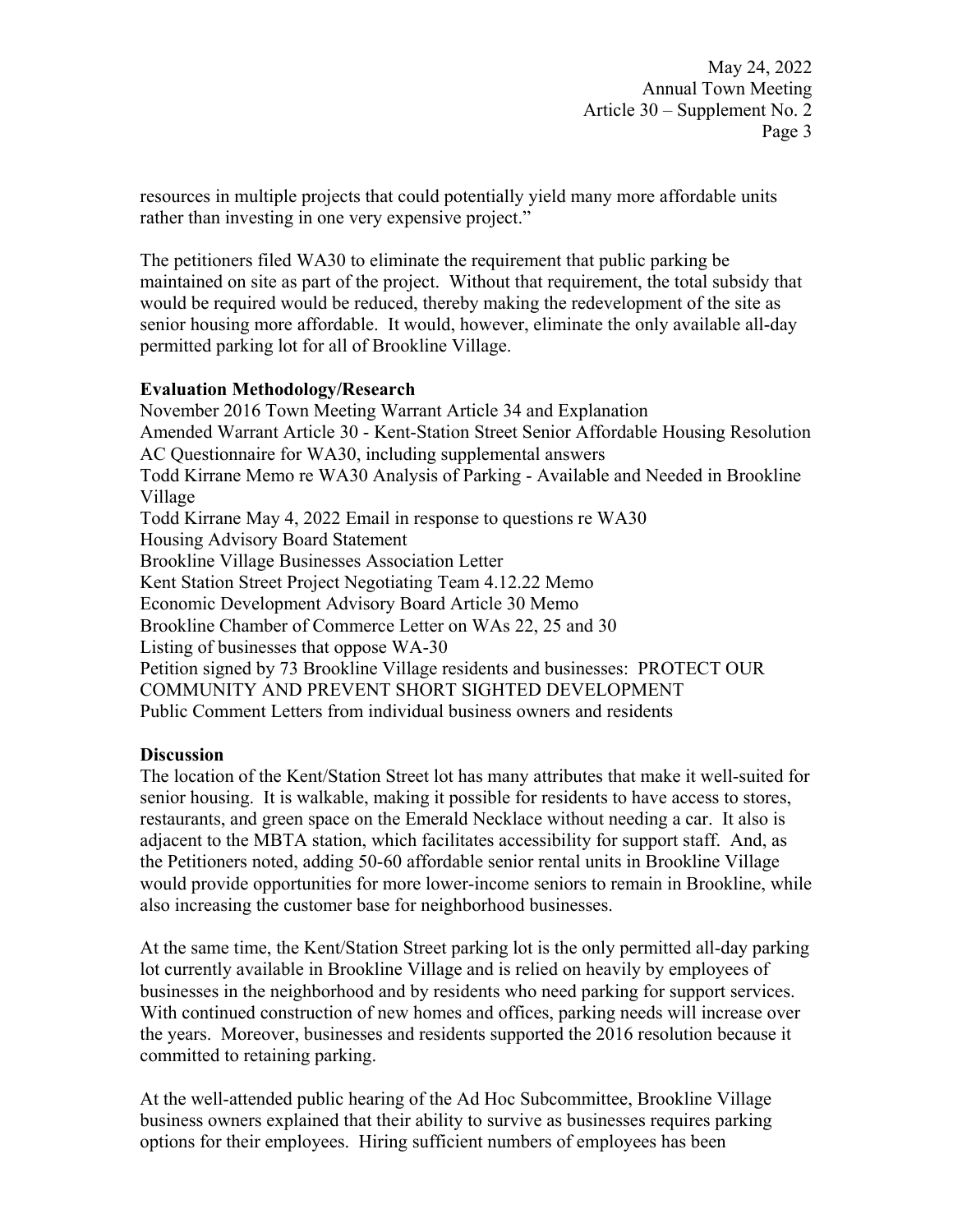resources in multiple projects that could potentially yield many more affordable units rather than investing in one very expensive project."

The petitioners filed WA30 to eliminate the requirement that public parking be maintained on site as part of the project. Without that requirement, the total subsidy that would be required would be reduced, thereby making the redevelopment of the site as senior housing more affordable. It would, however, eliminate the only available all-day permitted parking lot for all of Brookline Village.

**Evaluation Methodology/Research**

November 2016 Town Meeting Warrant Article 34 and Explanation
Amended Warrant Article 30 - Kent-Station Street Senior Affordable Housing Resolution
AC Questionnaire for WA30, including supplemental answers
Todd Kirrane Memo re WA30 Analysis of Parking - Available and Needed in Brookline Village
Todd Kirrane May 4, 2022 Email in response to questions re WA30
Housing Advisory Board Statement
Brookline Village Businesses Association Letter
Kent Station Street Project Negotiating Team 4.12.22 Memo
Economic Development Advisory Board Article 30 Memo
Brookline Chamber of Commerce Letter on WAs 22, 25 and 30
Listing of businesses that oppose WA-30
Petition signed by 73 Brookline Village residents and businesses: PROTECT OUR COMMUNITY AND PREVENT SHORT SIGHTED DEVELOPMENT
Public Comment Letters from individual business owners and residents

**Discussion**

The location of the Kent/Station Street lot has many attributes that make it well-suited for senior housing. It is walkable, making it possible for residents to have access to stores, restaurants, and green space on the Emerald Necklace without needing a car. It also is adjacent to the MBTA station, which facilitates accessibility for support staff. And, as the Petitioners noted, adding 50-60 affordable senior rental units in Brookline Village would provide opportunities for more lower-income seniors to remain in Brookline, while also increasing the customer base for neighborhood businesses.

At the same time, the Kent/Station Street parking lot is the only permitted all-day parking lot currently available in Brookline Village and is relied on heavily by employees of businesses in the neighborhood and by residents who need parking for support services. With continued construction of new homes and offices, parking needs will increase over the years. Moreover, businesses and residents supported the 2016 resolution because it committed to retaining parking.

At the well-attended public hearing of the Ad Hoc Subcommittee, Brookline Village business owners explained that their ability to survive as businesses requires parking options for their employees. Hiring sufficient numbers of employees has been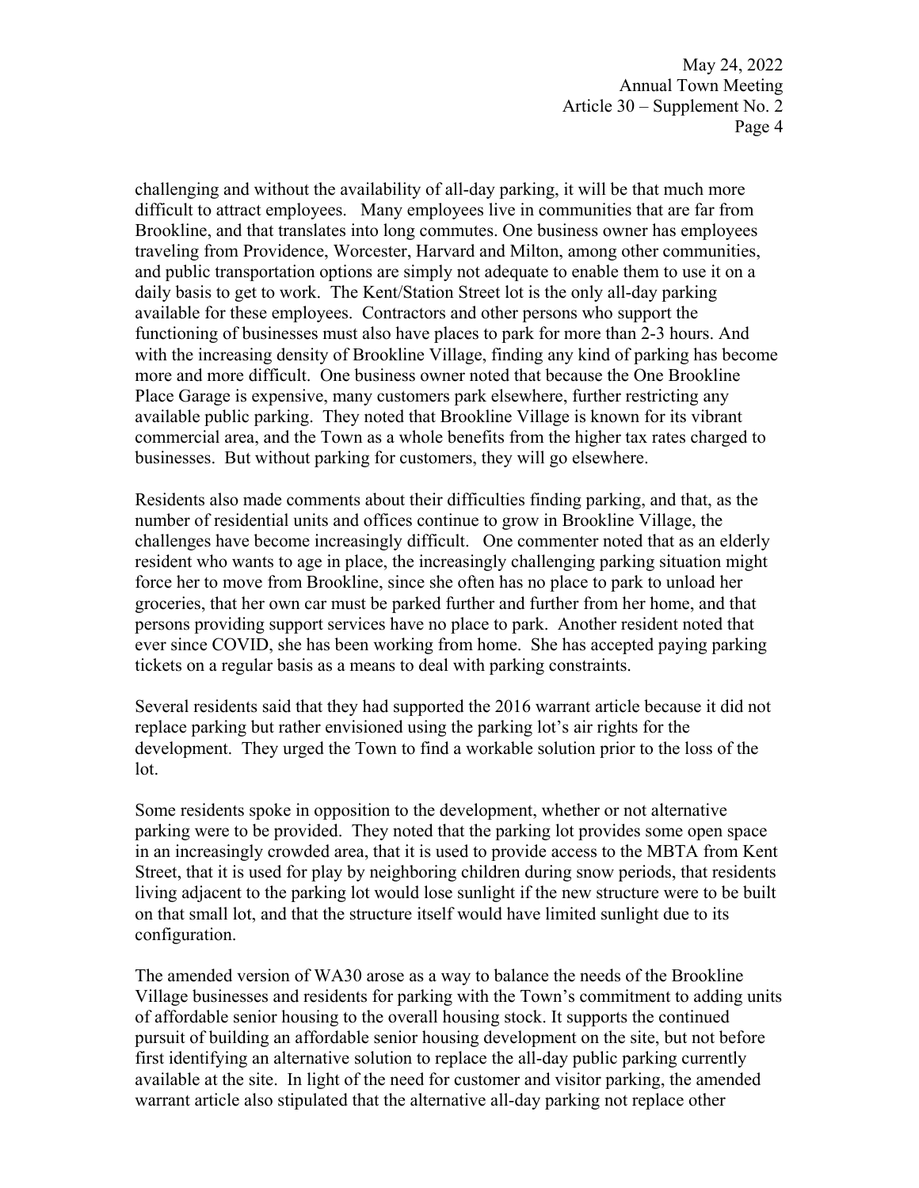challenging and without the availability of all-day parking, it will be that much more difficult to attract employees. Many employees live in communities that are far from Brookline, and that translates into long commutes. One business owner has employees traveling from Providence, Worcester, Harvard and Milton, among other communities, and public transportation options are simply not adequate to enable them to use it on a daily basis to get to work. The Kent/Station Street lot is the only all-day parking available for these employees. Contractors and other persons who support the functioning of businesses must also have places to park for more than 2-3 hours. And with the increasing density of Brookline Village, finding any kind of parking has become more and more difficult. One business owner noted that because the One Brookline Place Garage is expensive, many customers park elsewhere, further restricting any available public parking. They noted that Brookline Village is known for its vibrant commercial area, and the Town as a whole benefits from the higher tax rates charged to businesses. But without parking for customers, they will go elsewhere.

Residents also made comments about their difficulties finding parking, and that, as the number of residential units and offices continue to grow in Brookline Village, the challenges have become increasingly difficult. One commenter noted that as an elderly resident who wants to age in place, the increasingly challenging parking situation might force her to move from Brookline, since she often has no place to park to unload her groceries, that her own car must be parked further and further from her home, and that persons providing support services have no place to park. Another resident noted that ever since COVID, she has been working from home. She has accepted paying parking tickets on a regular basis as a means to deal with parking constraints.

Several residents said that they had supported the 2016 warrant article because it did not replace parking but rather envisioned using the parking lot's air rights for the development. They urged the Town to find a workable solution prior to the loss of the lot.

Some residents spoke in opposition to the development, whether or not alternative parking were to be provided. They noted that the parking lot provides some open space in an increasingly crowded area, that it is used to provide access to the MBTA from Kent Street, that it is used for play by neighboring children during snow periods, that residents living adjacent to the parking lot would lose sunlight if the new structure were to be built on that small lot, and that the structure itself would have limited sunlight due to its configuration.

The amended version of WA30 arose as a way to balance the needs of the Brookline Village businesses and residents for parking with the Town's commitment to adding units of affordable senior housing to the overall housing stock. It supports the continued pursuit of building an affordable senior housing development on the site, but not before first identifying an alternative solution to replace the all-day public parking currently available at the site. In light of the need for customer and visitor parking, the amended warrant article also stipulated that the alternative all-day parking not replace other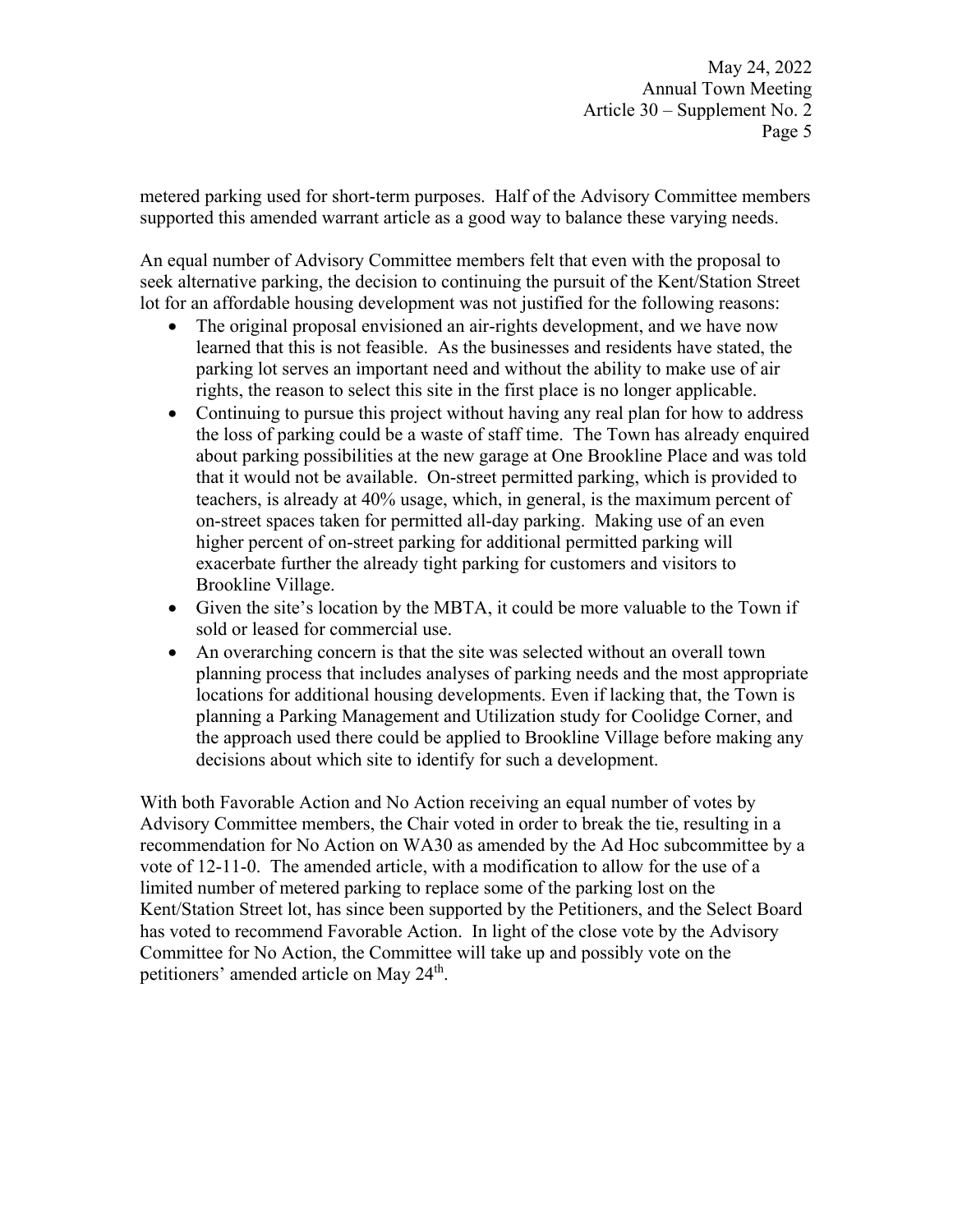metered parking used for short-term purposes. Half of the Advisory Committee members supported this amended warrant article as a good way to balance these varying needs.

An equal number of Advisory Committee members felt that even with the proposal to seek alternative parking, the decision to continuing the pursuit of the Kent/Station Street lot for an affordable housing development was not justified for the following reasons:

- The original proposal envisioned an air-rights development, and we have now learned that this is not feasible. As the businesses and residents have stated, the parking lot serves an important need and without the ability to make use of air rights, the reason to select this site in the first place is no longer applicable.
- Continuing to pursue this project without having any real plan for how to address the loss of parking could be a waste of staff time. The Town has already enquired about parking possibilities at the new garage at One Brookline Place and was told that it would not be available. On-street permitted parking, which is provided to teachers, is already at 40% usage, which, in general, is the maximum percent of on-street spaces taken for permitted all-day parking. Making use of an even higher percent of on-street parking for additional permitted parking will exacerbate further the already tight parking for customers and visitors to Brookline Village.
- Given the site's location by the MBTA, it could be more valuable to the Town if sold or leased for commercial use.
- An overarching concern is that the site was selected without an overall town planning process that includes analyses of parking needs and the most appropriate locations for additional housing developments. Even if lacking that, the Town is planning a Parking Management and Utilization study for Coolidge Corner, and the approach used there could be applied to Brookline Village before making any decisions about which site to identify for such a development.

With both Favorable Action and No Action receiving an equal number of votes by Advisory Committee members, the Chair voted in order to break the tie, resulting in a recommendation for No Action on WA30 as amended by the Ad Hoc subcommittee by a vote of 12-11-0. The amended article, with a modification to allow for the use of a limited number of metered parking to replace some of the parking lost on the Kent/Station Street lot, has since been supported by the Petitioners, and the Select Board has voted to recommend Favorable Action. In light of the close vote by the Advisory Committee for No Action, the Committee will take up and possibly vote on the petitioners' amended article on May 24th.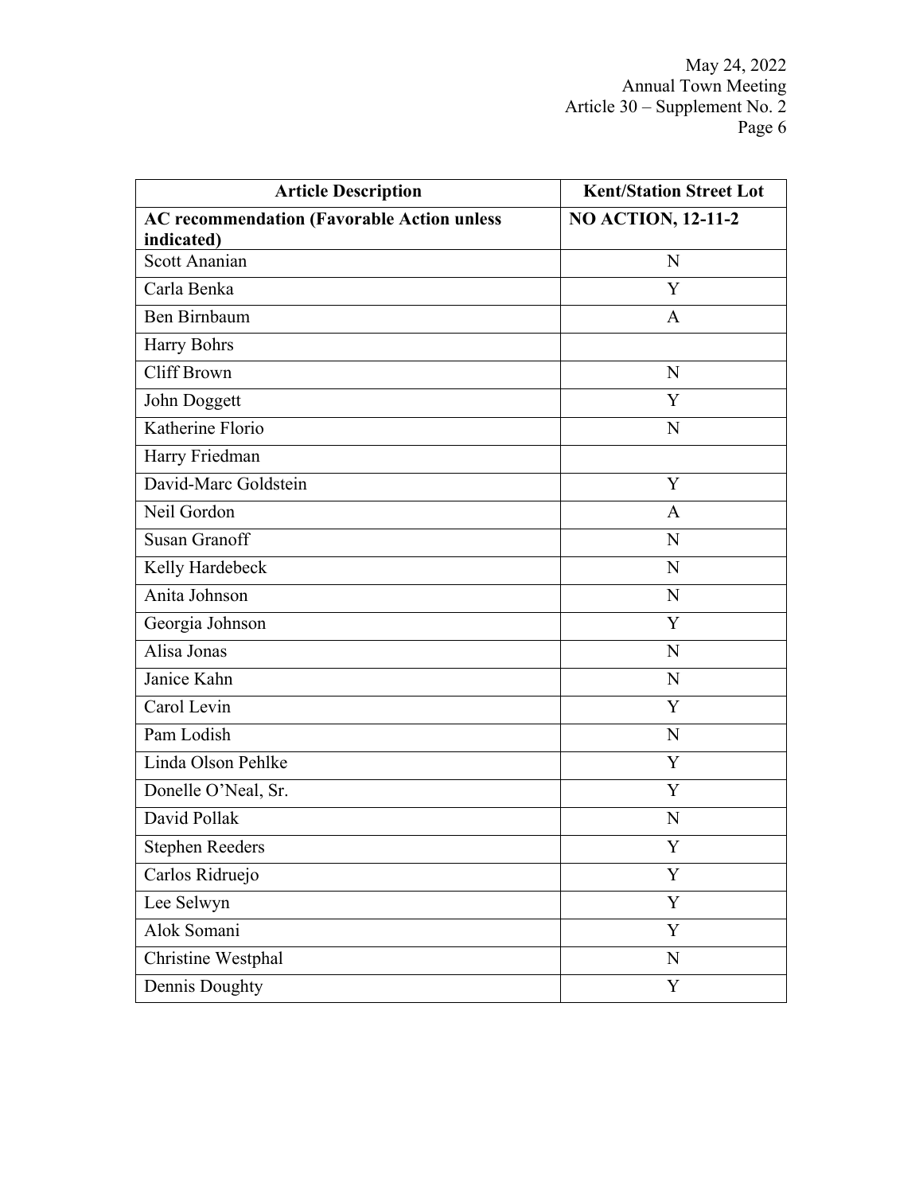| Article Description | Kent/Station Street Lot |
| --- | --- |
| **AC recommendation (Favorable Action unless indicated)** | **NO ACTION, 12-11-2** |
| Scott Ananian | N |
| Carla Benka | Y |
| Ben Birnbaum | A |
| Harry Bohrs | |
| Cliff Brown | N |
| John Doggett | Y |
| Katherine Florio | N |
| Harry Friedman | |
| David-Marc Goldstein | Y |
| Neil Gordon | A |
| Susan Granoff | N |
| Kelly Hardebeck | N |
| Anita Johnson | N |
| Georgia Johnson | Y |
| Alisa Jonas | N |
| Janice Kahn | N |
| Carol Levin | Y |
| Pam Lodish | N |
| Linda Olson Pehlke | Y |
| Donelle O'Neal, Sr. | Y |
| David Pollak | N |
| Stephen Reeders | Y |
| Carlos Ridruejo | Y |
| Lee Selwyn | Y |
| Alok Somani | Y |
| Christine Westphal | N |
| Dennis Doughty | Y |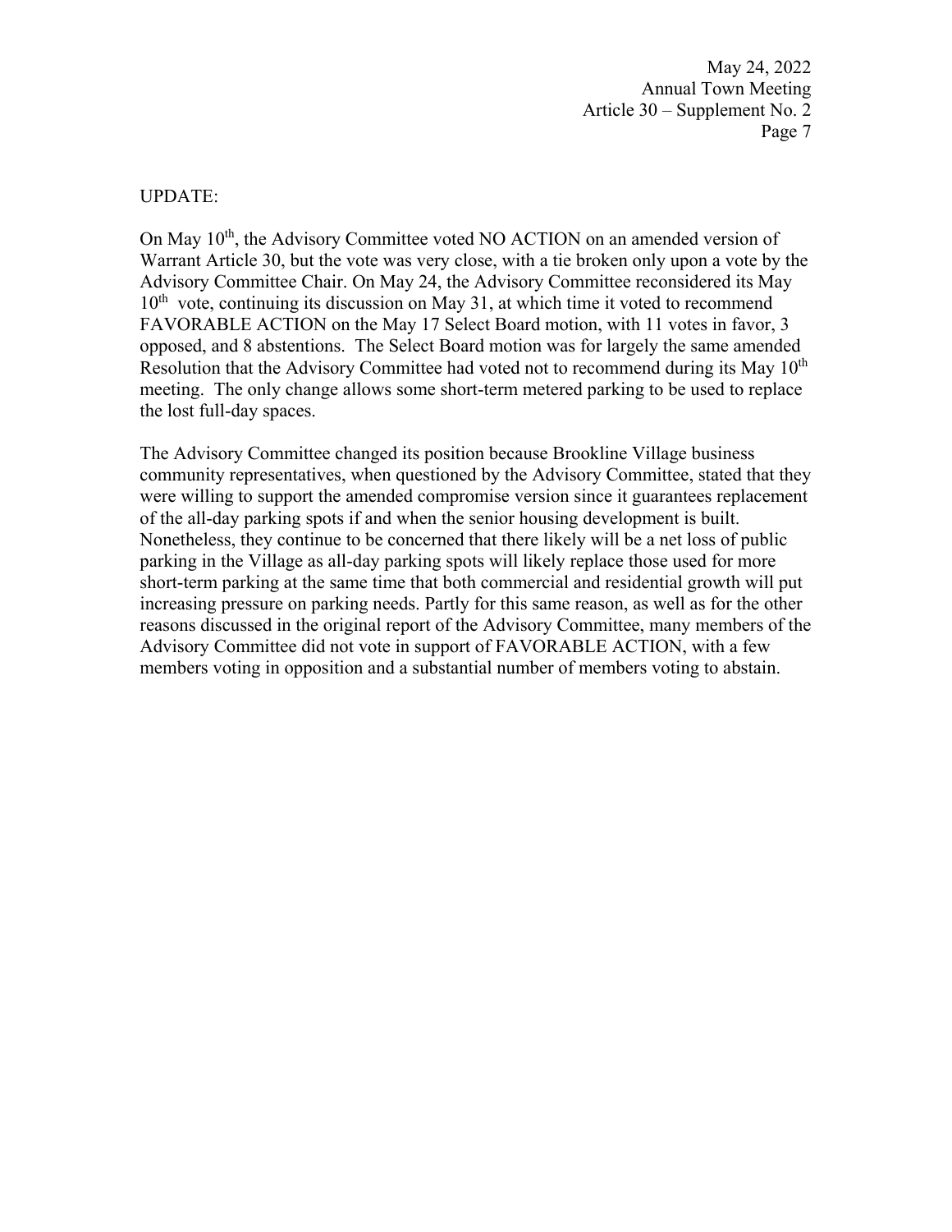UPDATE:

On May 10th, the Advisory Committee voted NO ACTION on an amended version of Warrant Article 30, but the vote was very close, with a tie broken only upon a vote by the Advisory Committee Chair. On May 24, the Advisory Committee reconsidered its May 10th vote, continuing its discussion on May 31, at which time it voted to recommend FAVORABLE ACTION on the May 17 Select Board motion, with 11 votes in favor, 3 opposed, and 8 abstentions. The Select Board motion was for largely the same amended Resolution that the Advisory Committee had voted not to recommend during its May 10th meeting. The only change allows some short-term metered parking to be used to replace the lost full-day spaces.

The Advisory Committee changed its position because Brookline Village business community representatives, when questioned by the Advisory Committee, stated that they were willing to support the amended compromise version since it guarantees replacement of the all-day parking spots if and when the senior housing development is built. Nonetheless, they continue to be concerned that there likely will be a net loss of public parking in the Village as all-day parking spots will likely replace those used for more short-term parking at the same time that both commercial and residential growth will put increasing pressure on parking needs. Partly for this same reason, as well as for the other reasons discussed in the original report of the Advisory Committee, many members of the Advisory Committee did not vote in support of FAVORABLE ACTION, with a few members voting in opposition and a substantial number of members voting to abstain.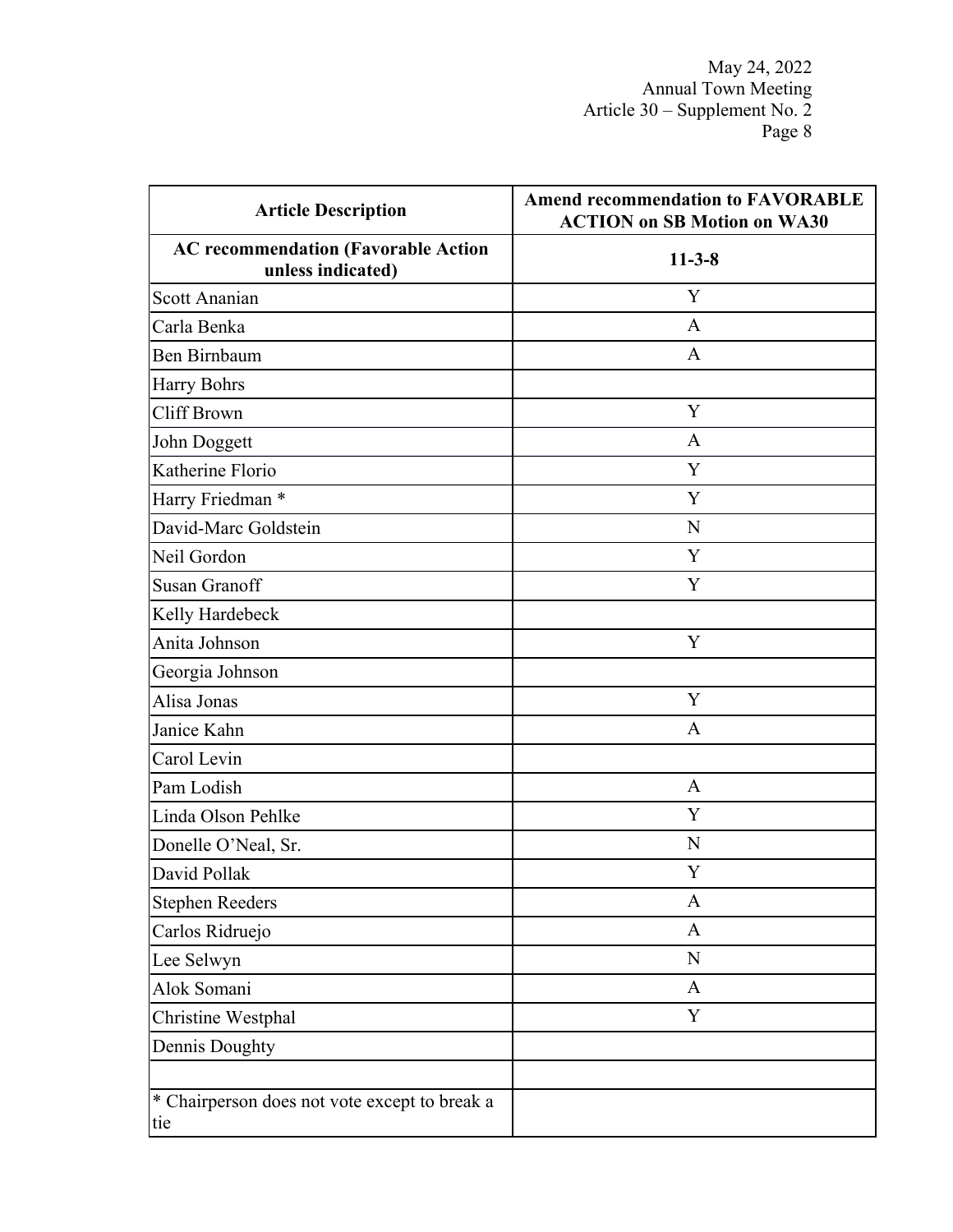| Article Description | Amend recommendation to FAVORABLE ACTION on SB Motion on WA30 |
|---|---|
| **AC recommendation (Favorable Action unless indicated)** | **11-3-8** |
| Scott Ananian | Y |
| Carla Benka | A |
| Ben Birnbaum | A |
| Harry Bohrs | |
| Cliff Brown | Y |
| John Doggett | A |
| Katherine Florio | Y |
| Harry Friedman * | Y |
| David-Marc Goldstein | N |
| Neil Gordon | Y |
| Susan Granoff | Y |
| Kelly Hardebeck | |
| Anita Johnson | Y |
| Georgia Johnson | |
| Alisa Jonas | Y |
| Janice Kahn | A |
| Carol Levin | |
| Pam Lodish | A |
| Linda Olson Pehlke | Y |
| Donelle O'Neal, Sr. | N |
| David Pollak | Y |
| Stephen Reeders | A |
| Carlos Ridruejo | A |
| Lee Selwyn | N |
| Alok Somani | A |
| Christine Westphal | Y |
| Dennis Doughty | |
| | |
| * Chairperson does not vote except to break a tie | |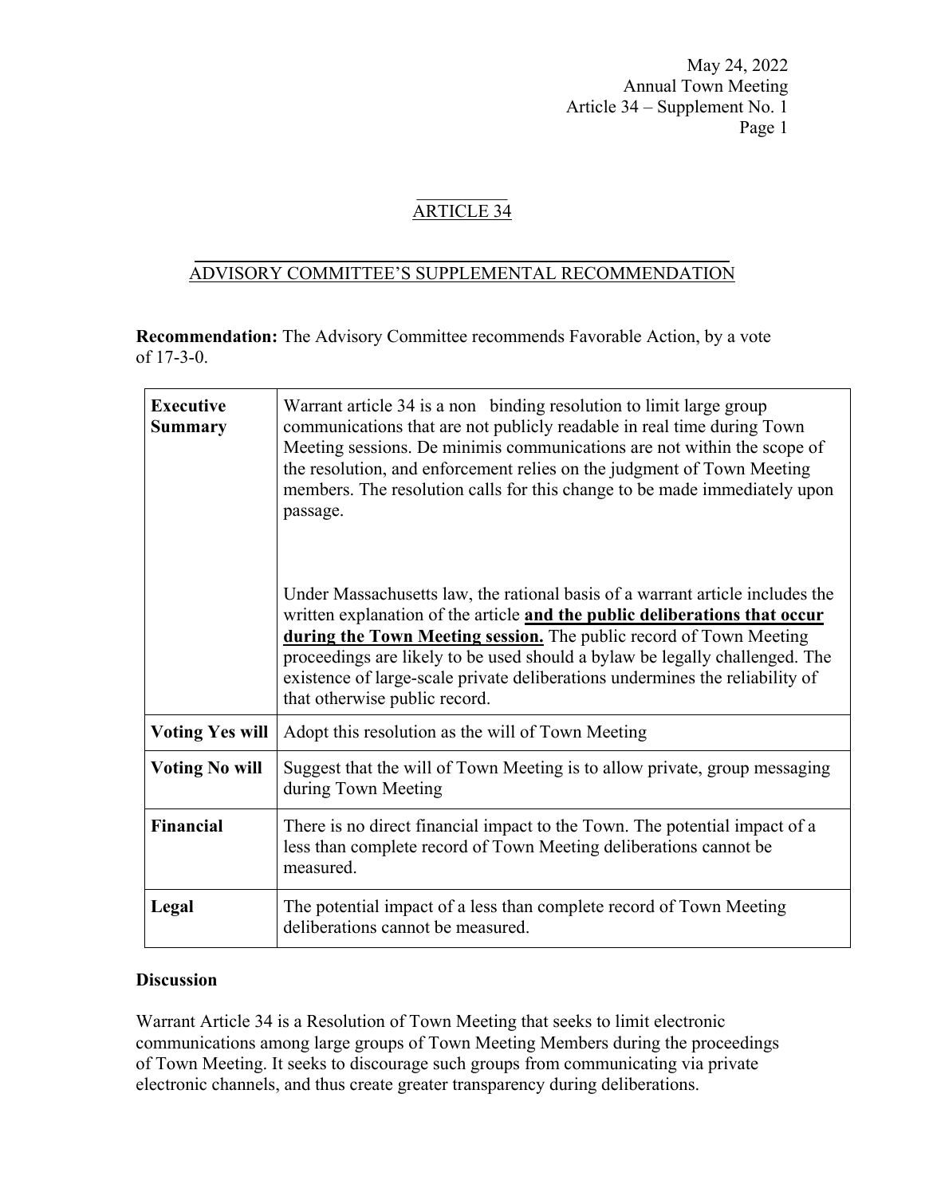May 24, 2022
Annual Town Meeting
Article 34 – Supplement No. 1

## ARTICLE 34

## ADVISORY COMMITTEE'S SUPPLEMENTAL RECOMMENDATION

**Recommendation:** The Advisory Committee recommends Favorable Action, by a vote of 17-3-0.

| | |
|---|---|
| **Executive Summary** | Warrant article 34 is a non binding resolution to limit large group communications that are not publicly readable in real time during Town Meeting sessions. De minimis communications are not within the scope of the resolution, and enforcement relies on the judgment of Town Meeting members. The resolution calls for this change to be made immediately upon passage.<br><br>Under Massachusetts law, the rational basis of a warrant article includes the written explanation of the article **and the public deliberations that occur during the Town Meeting session.** The public record of Town Meeting proceedings are likely to be used should a bylaw be legally challenged. The existence of large-scale private deliberations undermines the reliability of that otherwise public record. |
| **Voting Yes will** | Adopt this resolution as the will of Town Meeting |
| **Voting No will** | Suggest that the will of Town Meeting is to allow private, group messaging during Town Meeting |
| **Financial** | There is no direct financial impact to the Town. The potential impact of a less than complete record of Town Meeting deliberations cannot be measured. |
| **Legal** | The potential impact of a less than complete record of Town Meeting deliberations cannot be measured. |

**Discussion**

Warrant Article 34 is a Resolution of Town Meeting that seeks to limit electronic communications among large groups of Town Meeting Members during the proceedings of Town Meeting. It seeks to discourage such groups from communicating via private electronic channels, and thus create greater transparency during deliberations.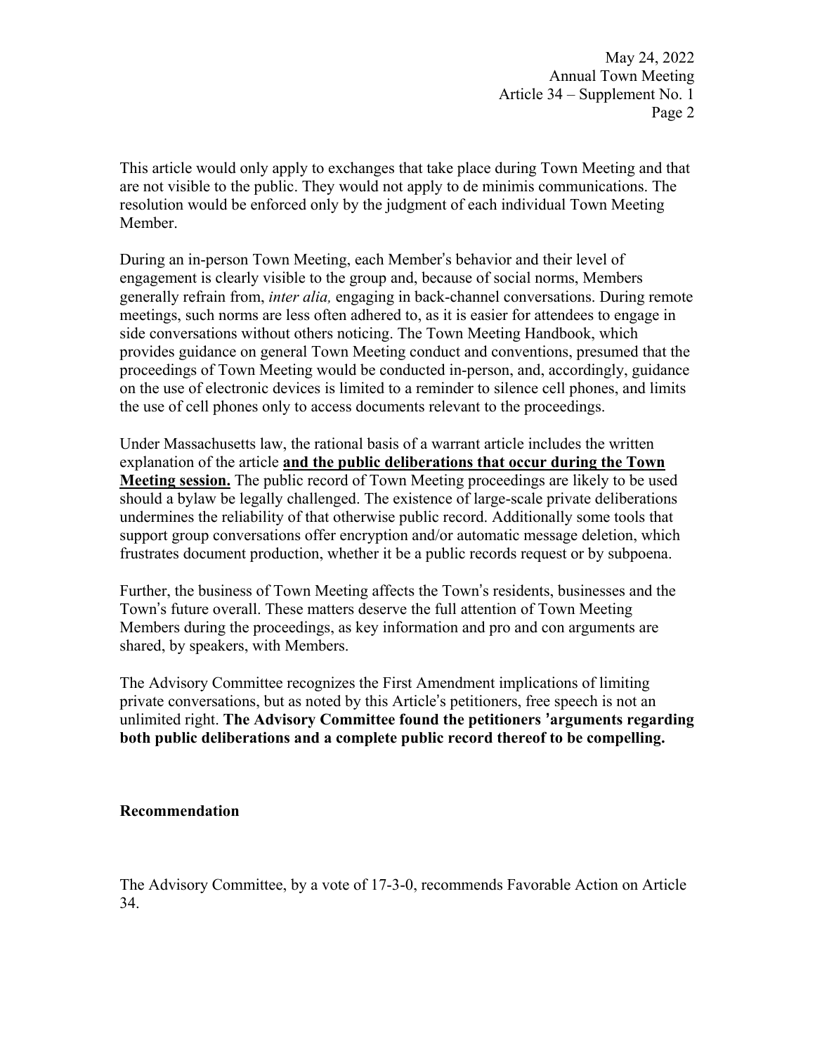This article would only apply to exchanges that take place during Town Meeting and that are not visible to the public. They would not apply to de minimis communications. The resolution would be enforced only by the judgment of each individual Town Meeting Member.

During an in-person Town Meeting, each Member's behavior and their level of engagement is clearly visible to the group and, because of social norms, Members generally refrain from, *inter alia,* engaging in back-channel conversations. During remote meetings, such norms are less often adhered to, as it is easier for attendees to engage in side conversations without others noticing. The Town Meeting Handbook, which provides guidance on general Town Meeting conduct and conventions, presumed that the proceedings of Town Meeting would be conducted in-person, and, accordingly, guidance on the use of electronic devices is limited to a reminder to silence cell phones, and limits the use of cell phones only to access documents relevant to the proceedings.

Under Massachusetts law, the rational basis of a warrant article includes the written explanation of the article **and the public deliberations that occur during the Town Meeting session.** The public record of Town Meeting proceedings are likely to be used should a bylaw be legally challenged. The existence of large-scale private deliberations undermines the reliability of that otherwise public record. Additionally some tools that support group conversations offer encryption and/or automatic message deletion, which frustrates document production, whether it be a public records request or by subpoena.

Further, the business of Town Meeting affects the Town's residents, businesses and the Town's future overall. These matters deserve the full attention of Town Meeting Members during the proceedings, as key information and pro and con arguments are shared, by speakers, with Members.

The Advisory Committee recognizes the First Amendment implications of limiting private conversations, but as noted by this Article's petitioners, free speech is not an unlimited right. **The Advisory Committee found the petitioners 'arguments regarding both public deliberations and a complete public record thereof to be compelling.**

**Recommendation**

The Advisory Committee, by a vote of 17-3-0, recommends Favorable Action on Article 34.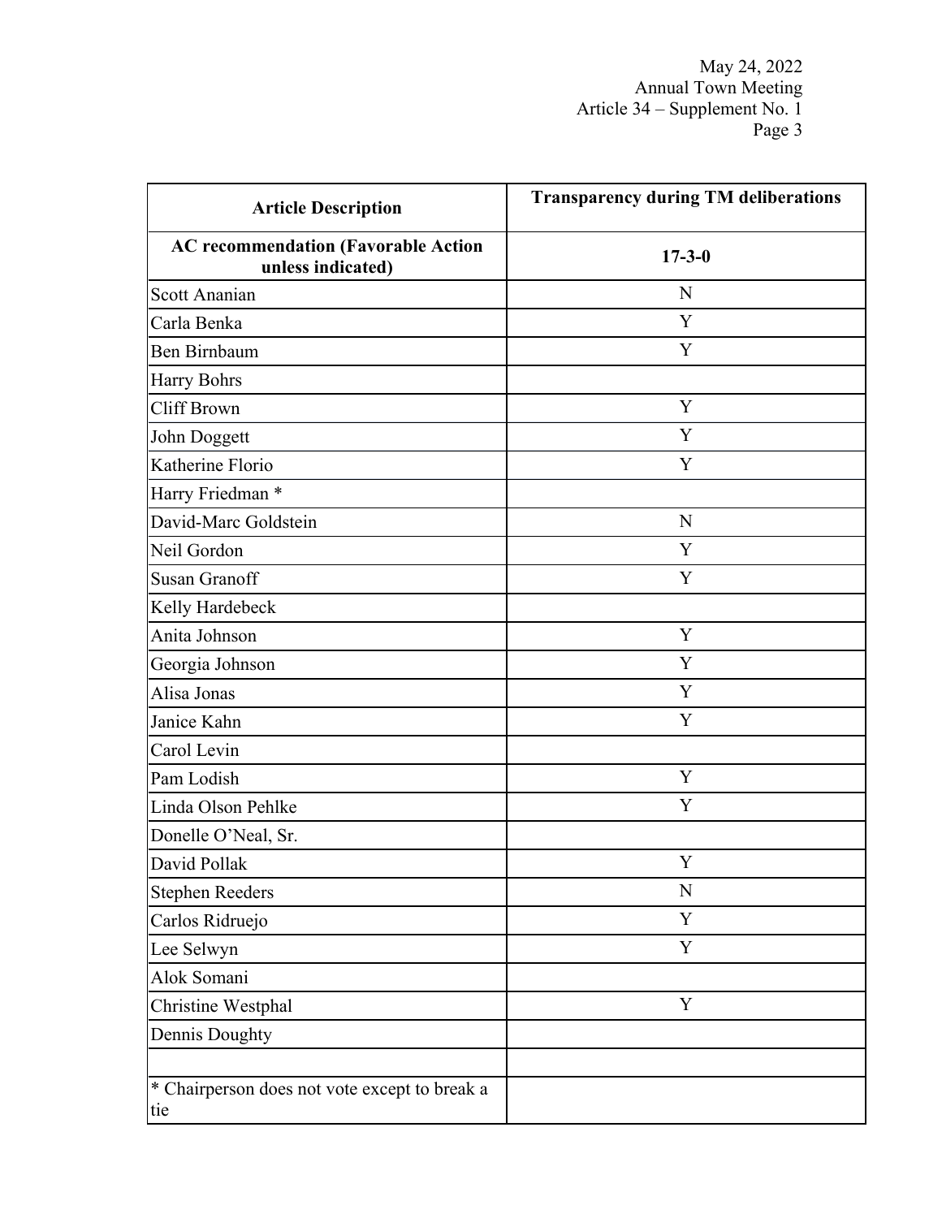May 24, 2022
Annual Town Meeting
Article 34 – Supplement No. 1

| **Article Description** | **Transparency during TM deliberations** |
|---|---|
| **AC recommendation (Favorable Action unless indicated)** | **17-3-0** |
| Scott Ananian | N |
| Carla Benka | Y |
| Ben Birnbaum | Y |
| Harry Bohrs | |
| Cliff Brown | Y |
| John Doggett | Y |
| Katherine Florio | Y |
| Harry Friedman * | |
| David-Marc Goldstein | N |
| Neil Gordon | Y |
| Susan Granoff | Y |
| Kelly Hardebeck | |
| Anita Johnson | Y |
| Georgia Johnson | Y |
| Alisa Jonas | Y |
| Janice Kahn | Y |
| Carol Levin | |
| Pam Lodish | Y |
| Linda Olson Pehlke | Y |
| Donelle O'Neal, Sr. | |
| David Pollak | Y |
| Stephen Reeders | N |
| Carlos Ridruejo | Y |
| Lee Selwyn | Y |
| Alok Somani | |
| Christine Westphal | Y |
| Dennis Doughty | |
| | |
| * Chairperson does not vote except to break a tie | |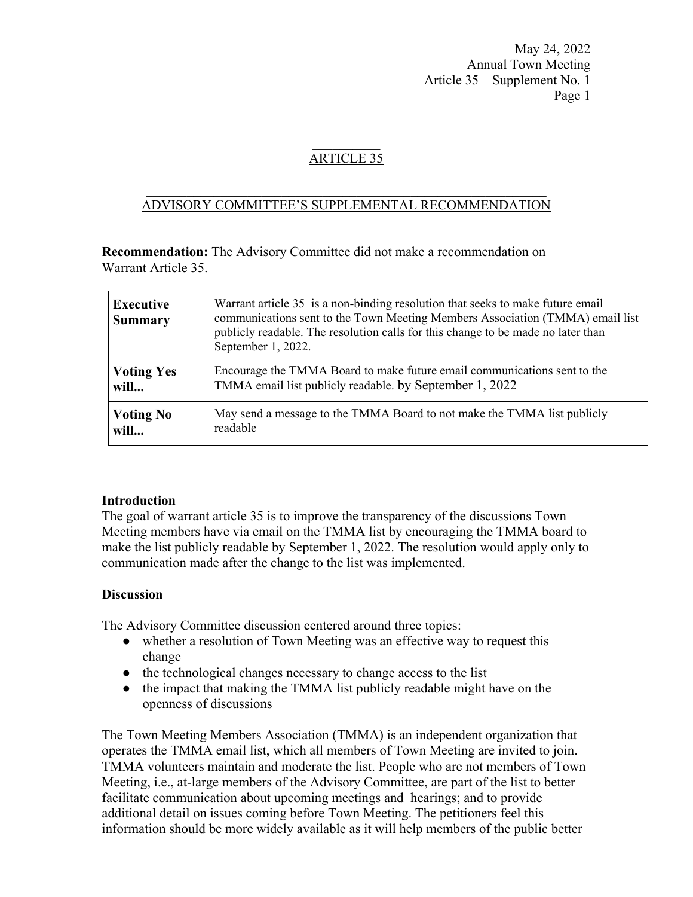## ARTICLE 35

## ADVISORY COMMITTEE'S SUPPLEMENTAL RECOMMENDATION

**Recommendation:** The Advisory Committee did not make a recommendation on Warrant Article 35.

| | |
|---|---|
| **Executive Summary** | Warrant article 35 is a non-binding resolution that seeks to make future email communications sent to the Town Meeting Members Association (TMMA) email list publicly readable. The resolution calls for this change to be made no later than September 1, 2022. |
| **Voting Yes will...** | Encourage the TMMA Board to make future email communications sent to the TMMA email list publicly readable. by September 1, 2022 |
| **Voting No will...** | May send a message to the TMMA Board to not make the TMMA list publicly readable |

**Introduction**

The goal of warrant article 35 is to improve the transparency of the discussions Town Meeting members have via email on the TMMA list by encouraging the TMMA board to make the list publicly readable by September 1, 2022. The resolution would apply only to communication made after the change to the list was implemented.

**Discussion**

The Advisory Committee discussion centered around three topics:

- whether a resolution of Town Meeting was an effective way to request this change
- the technological changes necessary to change access to the list
- the impact that making the TMMA list publicly readable might have on the openness of discussions

The Town Meeting Members Association (TMMA) is an independent organization that operates the TMMA email list, which all members of Town Meeting are invited to join. TMMA volunteers maintain and moderate the list. People who are not members of Town Meeting, i.e., at-large members of the Advisory Committee, are part of the list to better facilitate communication about upcoming meetings and hearings; and to provide additional detail on issues coming before Town Meeting. The petitioners feel this information should be more widely available as it will help members of the public better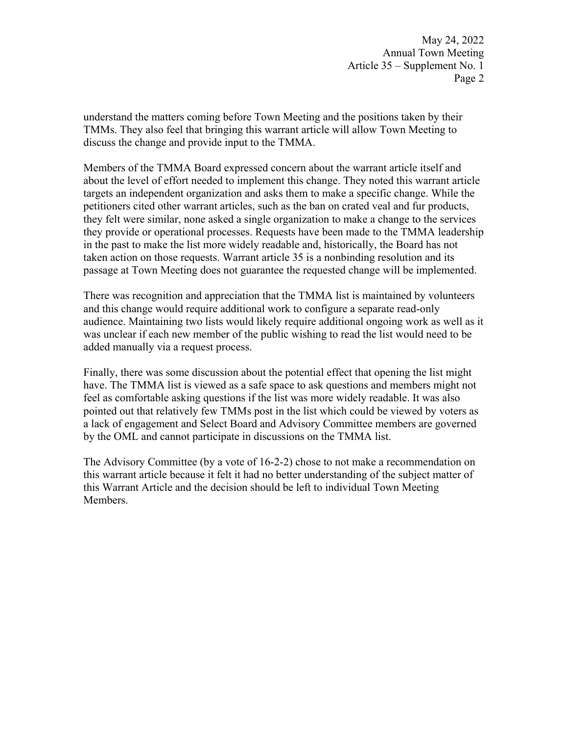understand the matters coming before Town Meeting and the positions taken by their TMMs. They also feel that bringing this warrant article will allow Town Meeting to discuss the change and provide input to the TMMA.

Members of the TMMA Board expressed concern about the warrant article itself and about the level of effort needed to implement this change. They noted this warrant article targets an independent organization and asks them to make a specific change. While the petitioners cited other warrant articles, such as the ban on crated veal and fur products, they felt were similar, none asked a single organization to make a change to the services they provide or operational processes. Requests have been made to the TMMA leadership in the past to make the list more widely readable and, historically, the Board has not taken action on those requests. Warrant article 35 is a nonbinding resolution and its passage at Town Meeting does not guarantee the requested change will be implemented.

There was recognition and appreciation that the TMMA list is maintained by volunteers and this change would require additional work to configure a separate read-only audience. Maintaining two lists would likely require additional ongoing work as well as it was unclear if each new member of the public wishing to read the list would need to be added manually via a request process.

Finally, there was some discussion about the potential effect that opening the list might have. The TMMA list is viewed as a safe space to ask questions and members might not feel as comfortable asking questions if the list was more widely readable. It was also pointed out that relatively few TMMs post in the list which could be viewed by voters as a lack of engagement and Select Board and Advisory Committee members are governed by the OML and cannot participate in discussions on the TMMA list.

The Advisory Committee (by a vote of 16-2-2) chose to not make a recommendation on this warrant article because it felt it had no better understanding of the subject matter of this Warrant Article and the decision should be left to individual Town Meeting Members.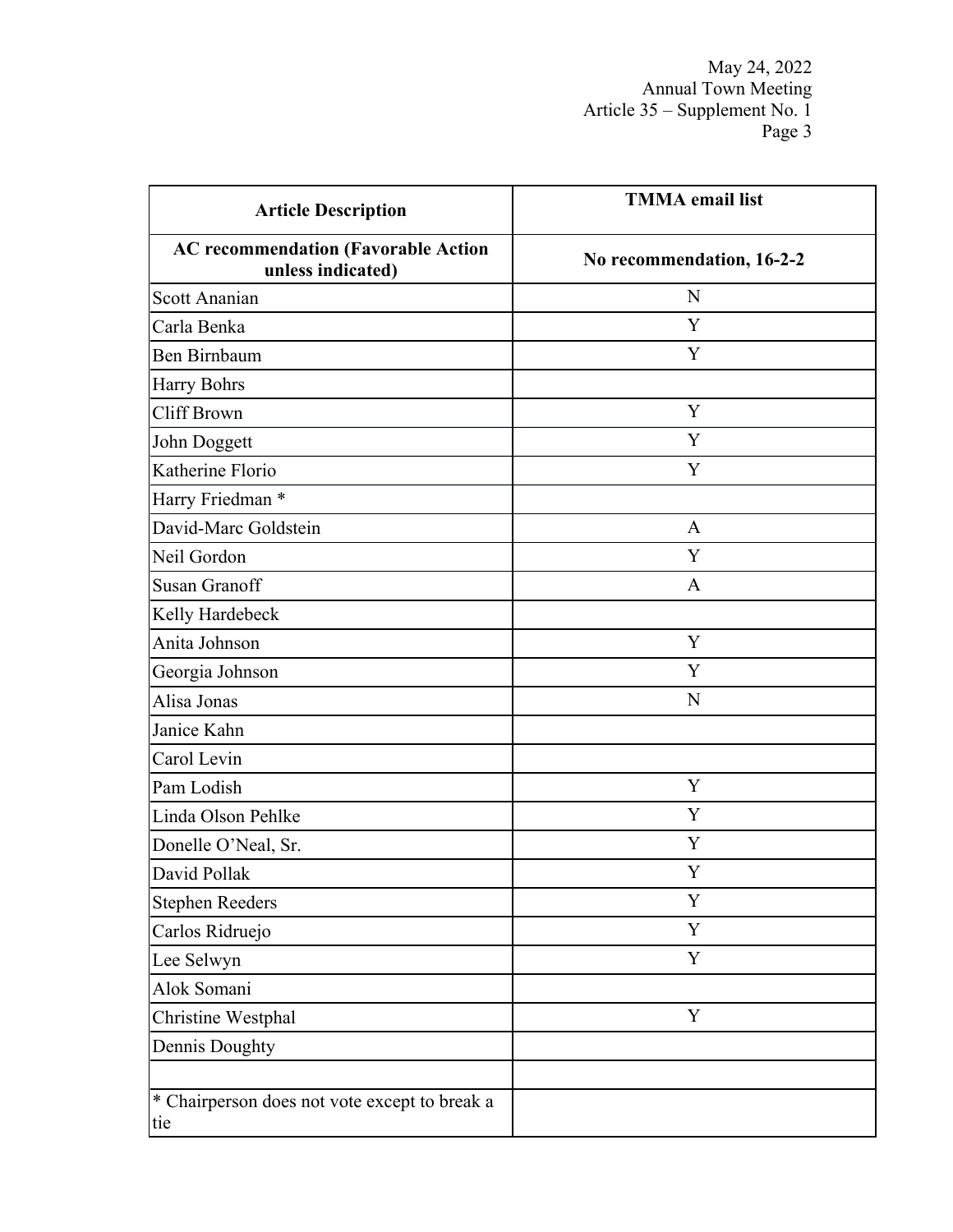| Article Description | TMMA email list |
|---|---|
| **AC recommendation (Favorable Action unless indicated)** | **No recommendation, 16-2-2** |
| Scott Ananian | N |
| Carla Benka | Y |
| Ben Birnbaum | Y |
| Harry Bohrs | |
| Cliff Brown | Y |
| John Doggett | Y |
| Katherine Florio | Y |
| Harry Friedman * | |
| David-Marc Goldstein | A |
| Neil Gordon | Y |
| Susan Granoff | A |
| Kelly Hardebeck | |
| Anita Johnson | Y |
| Georgia Johnson | Y |
| Alisa Jonas | N |
| Janice Kahn | |
| Carol Levin | |
| Pam Lodish | Y |
| Linda Olson Pehlke | Y |
| Donelle O'Neal, Sr. | Y |
| David Pollak | Y |
| Stephen Reeders | Y |
| Carlos Ridruejo | Y |
| Lee Selwyn | Y |
| Alok Somani | |
| Christine Westphal | Y |
| Dennis Doughty | |
| | |
| * Chairperson does not vote except to break a tie | |